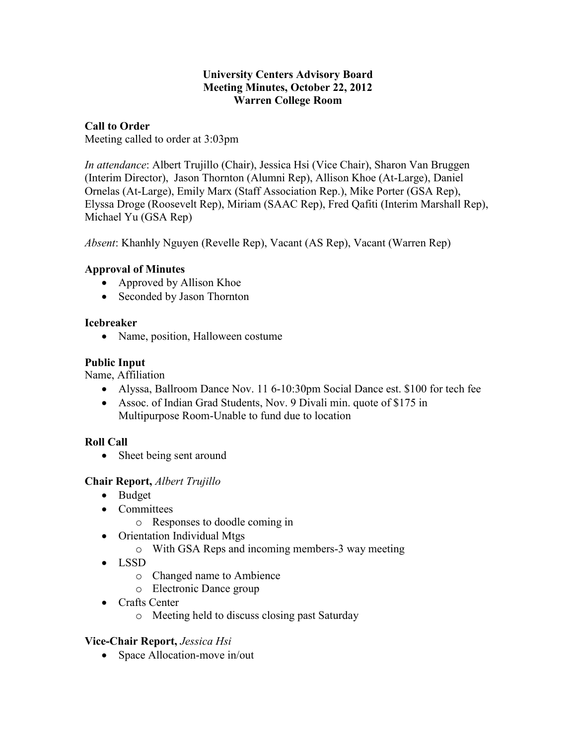# University Centers Advisory Board
## Meeting Minutes, October 22, 2012
## Warren College Room

### Call to Order

Meeting called to order at 3:03pm

*In attendance*: Albert Trujillo (Chair), Jessica Hsi (Vice Chair), Sharon Van Bruggen (Interim Director), Jason Thornton (Alumni Rep), Allison Khoe (At-Large), Daniel Ornelas (At-Large), Emily Marx (Staff Association Rep.), Mike Porter (GSA Rep), Elyssa Droge (Roosevelt Rep), Miriam (SAAC Rep), Fred Qafiti (Interim Marshall Rep), Michael Yu (GSA Rep)

*Absent*: Khanhly Nguyen (Revelle Rep), Vacant (AS Rep), Vacant (Warren Rep)

### Approval of Minutes

- Approved by Allison Khoe
- Seconded by Jason Thornton

### Icebreaker

- Name, position, Halloween costume

### Public Input

Name, Affiliation

- Alyssa, Ballroom Dance Nov. 11 6-10:30pm Social Dance est. $100 for tech fee
- Assoc. of Indian Grad Students, Nov. 9 Divali min. quote of $175 in Multipurpose Room-Unable to fund due to location

### Roll Call

- Sheet being sent around

### Chair Report, *Albert Trujillo*

- Budget
- Committees
  - Responses to doodle coming in
- Orientation Individual Mtgs
  - With GSA Reps and incoming members-3 way meeting
- LSSD
  - Changed name to Ambience
  - Electronic Dance group
- Crafts Center
  - Meeting held to discuss closing past Saturday

### Vice-Chair Report, *Jessica Hsi*

- Space Allocation-move in/out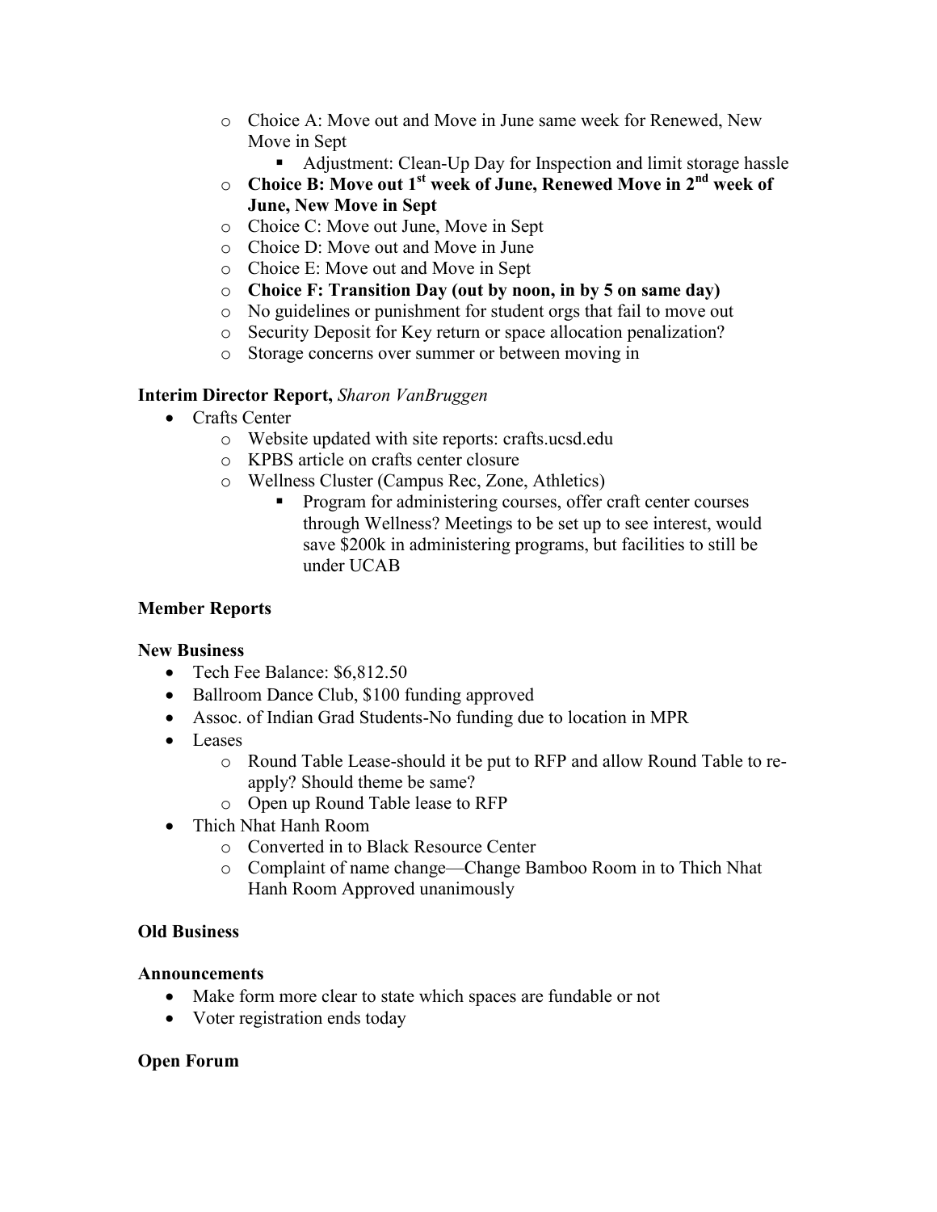- Choice A: Move out and Move in June same week for Renewed, New Move in Sept
  - Adjustment: Clean-Up Day for Inspection and limit storage hassle
- **Choice B: Move out 1st week of June, Renewed Move in 2nd week of June, New Move in Sept**
- Choice C: Move out June, Move in Sept
- Choice D: Move out and Move in June
- Choice E: Move out and Move in Sept
- **Choice F: Transition Day (out by noon, in by 5 on same day)**
- No guidelines or punishment for student orgs that fail to move out
- Security Deposit for Key return or space allocation penalization?
- Storage concerns over summer or between moving in

**Interim Director Report,** *Sharon VanBruggen*

- Crafts Center
  - Website updated with site reports: crafts.ucsd.edu
  - KPBS article on crafts center closure
  - Wellness Cluster (Campus Rec, Zone, Athletics)
    - Program for administering courses, offer craft center courses through Wellness? Meetings to be set up to see interest, would save $200k in administering programs, but facilities to still be under UCAB

**Member Reports**

**New Business**

- Tech Fee Balance: $6,812.50
- Ballroom Dance Club, $100 funding approved
- Assoc. of Indian Grad Students-No funding due to location in MPR
- Leases
  - Round Table Lease-should it be put to RFP and allow Round Table to re-apply? Should theme be same?
  - Open up Round Table lease to RFP
- Thich Nhat Hanh Room
  - Converted in to Black Resource Center
  - Complaint of name change—Change Bamboo Room in to Thich Nhat Hanh Room Approved unanimously

**Old Business**

**Announcements**

- Make form more clear to state which spaces are fundable or not
- Voter registration ends today

**Open Forum**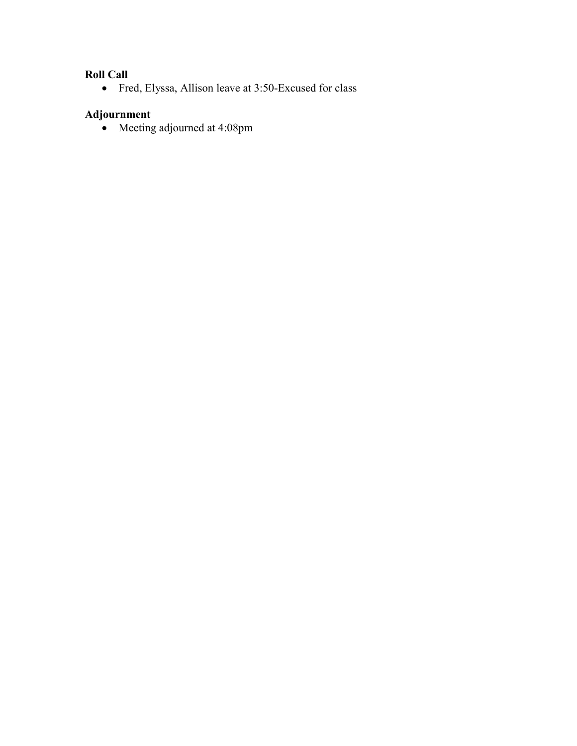**Roll Call**

- Fred, Elyssa, Allison leave at 3:50-Excused for class

**Adjournment**

- Meeting adjourned at 4:08pm